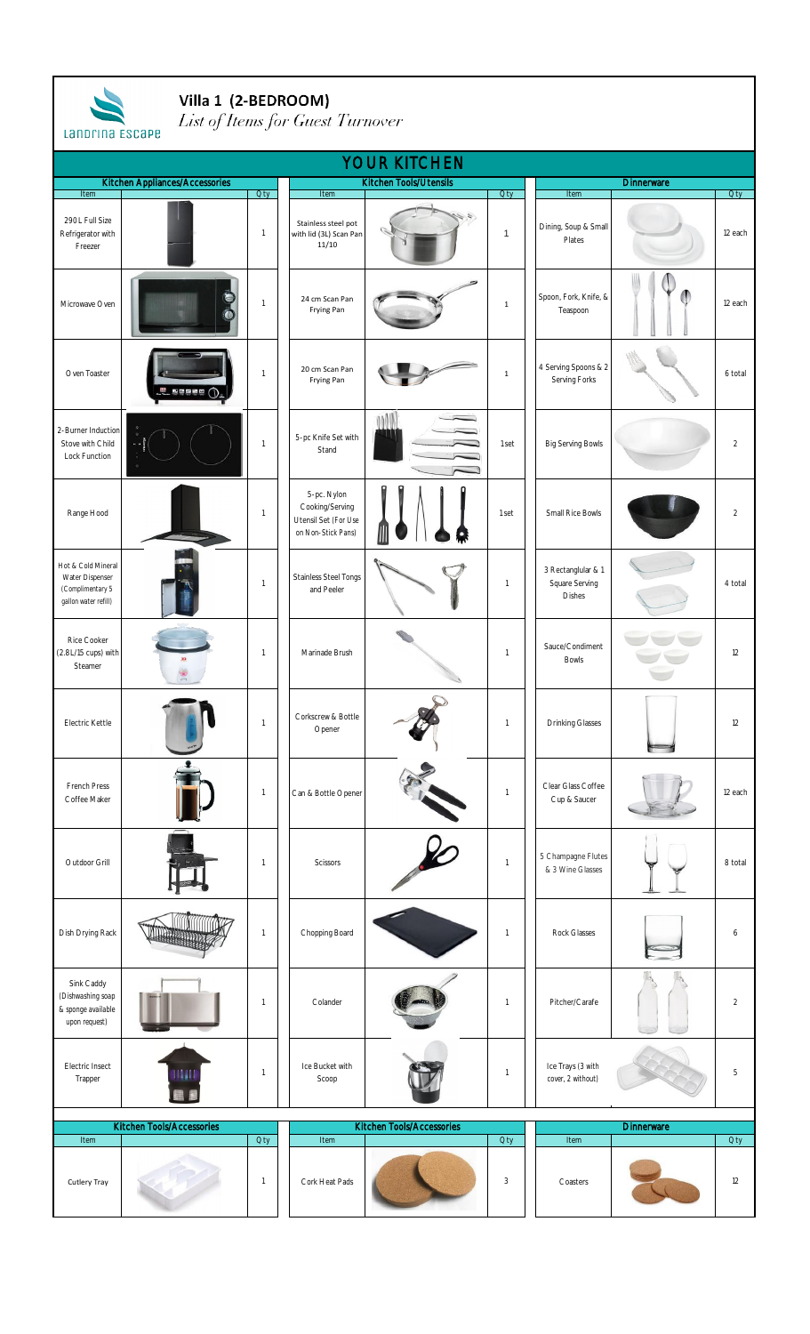Landrina Escape

# Villa 1 (2-BEDROOM)

*List of Items for Guest Turnover*

## YOUR KITCHEN

| Kitchen Appliances/Accessories | | | Kitchen Tools/Utensils | | | Dinnerware | | |
|---|---|---|---|---|---|---|---|---|
| Item | | Qty | Item | | Qty | Item | | Qty |
| 290L Full Size Refrigerator with Freezer | | 1 | Stainless steel pot with lid (3L) Scan Pan 11/10 | | 1 | Dining, Soup & Small Plates | | 12 each |
| Microwave Oven | | 1 | 24 cm Scan Pan Frying Pan | | 1 | Spoon, Fork, Knife, & Teaspoon | | 12 each |
| Oven Toaster | | 1 | 20 cm Scan Pan Frying Pan | | 1 | 4 Serving Spoons & 2 Serving Forks | | 6 total |
| 2-Burner Induction Stove with Child Lock Function | | 1 | 5-pc Knife Set with Stand | | 1set | Big Serving Bowls | | 2 |
| Range Hood | | 1 | 5-pc. Nylon Cooking/Serving Utensil Set (For Use on Non-Stick Pans) | | 1set | Small Rice Bowls | | 2 |
| Hot & Cold Mineral Water Dispenser (Complimentary 5 gallon water refill) | | 1 | Stainless Steel Tongs and Peeler | | 1 | 3 Rectanglular & 1 Square Serving Dishes | | 4 total |
| Rice Cooker (2.8L/15 cups) with Steamer | | 1 | Marinade Brush | | 1 | Sauce/Condiment Bowls | | 12 |
| Electric Kettle | | 1 | Corkscrew & Bottle Opener | | 1 | Drinking Glasses | | 12 |
| French Press Coffee Maker | | 1 | Can & Bottle Opener | | 1 | Clear Glass Coffee Cup & Saucer | | 12 each |
| Outdoor Grill | | 1 | Scissors | | 1 | 5 Champagne Flutes & 3 Wine Glasses | | 8 total |
| Dish Drying Rack | | 1 | Chopping Board | | 1 | Rock Glasses | | 6 |
| Sink Caddy (Dishwashing soap & sponge available upon request) | | 1 | Colander | | 1 | Pitcher/Carafe | | 2 |
| Electric Insect Trapper | | 1 | Ice Bucket with Scoop | | 1 | Ice Trays (3 with cover, 2 without) | | 5 |

| Kitchen Tools/Accessories | | | Kitchen Tools/Accessories | | | Dinnerware | | |
|---|---|---|---|---|---|---|---|---|
| Item | | Qty | Item | | Qty | Item | | Qty |
| Cutlery Tray | | 1 | Cork Heat Pads | | 3 | Coasters | | 12 |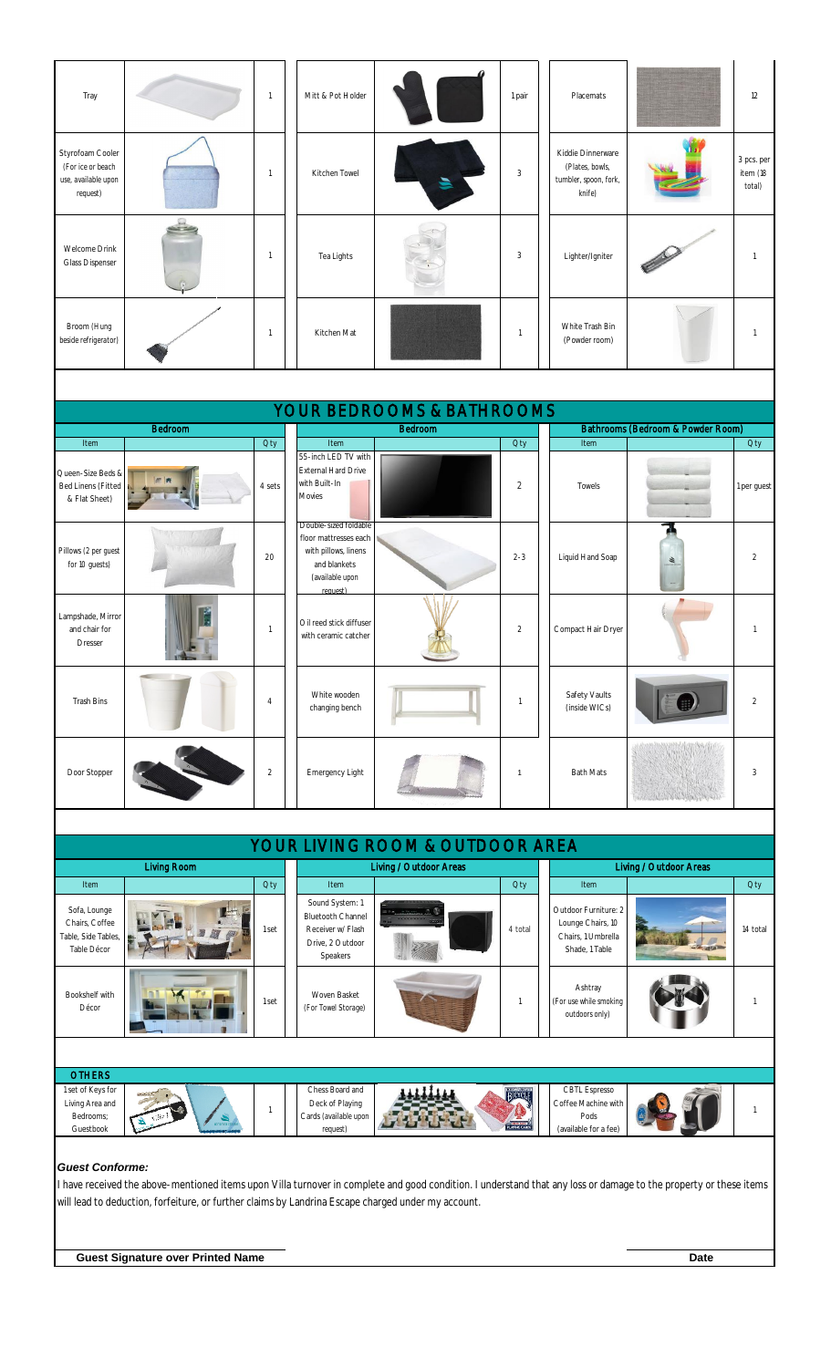| Item | | Qty | Item | | Qty | Item | | Qty |
|---|---|---|---|---|---|---|---|---|
| Tray | | 1 | Mitt & Pot Holder | | 1 pair | Placemats | | 12 |
| Styrofoam Cooler (For ice or beach use, available upon request) | | 1 | Kitchen Towel | | 3 | Kiddie Dinnerware (Plates, bowls, tumbler, spoon, fork, knife) | | 3 pcs. per item (18 total) |
| Welcome Drink Glass Dispenser | | 1 | Tea Lights | | 3 | Lighter/Igniter | | 1 |
| Broom (Hung beside refrigerator) | | 1 | Kitchen Mat | | 1 | White Trash Bin (Powder room) | | 1 |

## YOUR BEDROOMS & BATHROOMS

| Bedroom | | | Bedroom | | | Bathrooms (Bedroom & Powder Room) | | |
|---|---|---|---|---|---|---|---|---|
| Item | | Qty | Item | | Qty | Item | | Qty |
| Queen-Size Beds & Bed Linens (Fitted & Flat Sheet) | | 4 sets | 55-inch LED TV with External Hard Drive with Built-In Movies | | 2 | Towels | | 1 per guest |
| Pillows (2 per guest for 10 guests) | | 20 | Double-sized foldable floor mattresses each with pillows, linens and blankets (available upon request) | | 2-3 | Liquid Hand Soap | | 2 |
| Lampshade, Mirror and chair for Dresser | | 1 | Oil reed stick diffuser with ceramic catcher | | 2 | Compact Hair Dryer | | 1 |
| Trash Bins | | 4 | White wooden changing bench | | 1 | Safety Vaults (inside WICs) | | 2 |
| Door Stopper | | 2 | Emergency Light | | 1 | Bath Mats | | 3 |

## YOUR LIVING ROOM & OUTDOOR AREA

| Living Room | | | Living / Outdoor Areas | | | Living / Outdoor Areas | | |
|---|---|---|---|---|---|---|---|---|
| Item | | Qty | Item | | Qty | Item | | Qty |
| Sofa, Lounge Chairs, Coffee Table, Side Tables, Table Décor | | 1 set | Sound System: 1 Bluetooth Channel Receiver w/ Flash Drive, 2 Outdoor Speakers | | 4 total | Outdoor Furniture: 2 Lounge Chairs, 10 Chairs, 1 Umbrella Shade, 1 Table | | 14 total |
| Bookshelf with Décor | | 1 set | Woven Basket (For Towel Storage) | | 1 | Ashtray (For use while smoking outdoors only) | | 1 |

| OTHERS | | | | | | | | |
|---|---|---|---|---|---|---|---|---|
| 1 set of Keys for Living Area and Bedrooms; Guestbook | | 1 | Chess Board and Deck of Playing Cards (available upon request) | | | CBTL Espresso Coffee Machine with Pods (available for a fee) | | 1 |

***Guest Conforme:***

I have received the above-mentioned items upon Villa turnover in complete and good condition. I understand that any loss or damage to the property or these items will lead to deduction, forfeiture, or further claims by Landrina Escape charged under my account.

**Guest Signature over Printed Name** **Date**